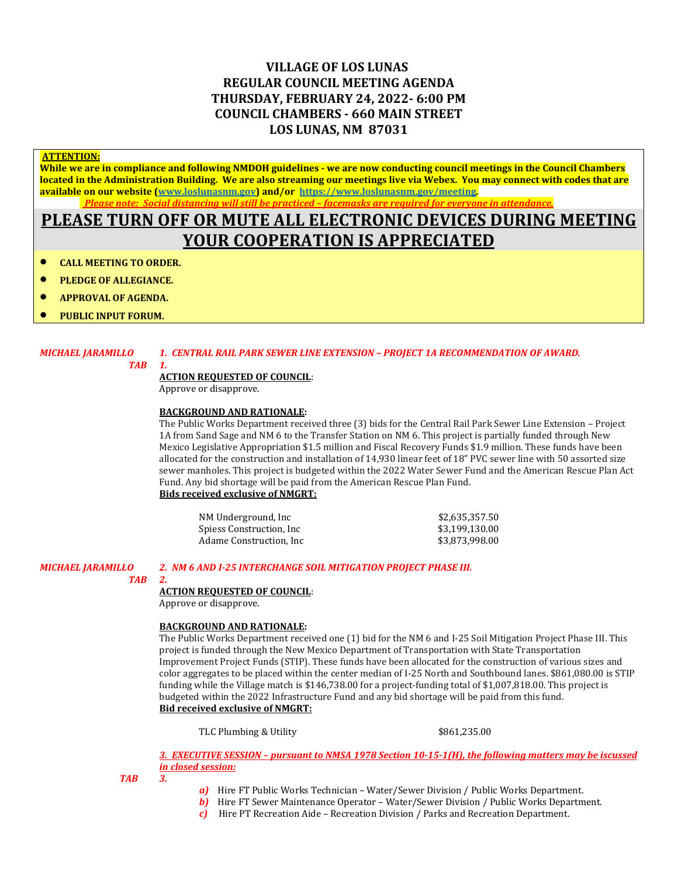# VILLAGE OF LOS LUNAS
# REGULAR COUNCIL MEETING AGENDA
# THURSDAY, FEBRUARY 24, 2022- 6:00 PM
# COUNCIL CHAMBERS - 660 MAIN STREET
# LOS LUNAS, NM 87031

**ATTENTION:**

**While we are in compliance and following NMDOH guidelines - we are now conducting council meetings in the Council Chambers located in the Administration Building. We are also streaming our meetings live via Webex. You may connect with codes that are available on our website (www.loslunasnm.gov) and/or https://www.loslunasnm.gov/meeting.**

***Please note: Social distancing will still be practiced – facemasks are required for everyone in attendance.***

## PLEASE TURN OFF OR MUTE ALL ELECTRONIC DEVICES DURING MEETING YOUR COOPERATION IS APPRECIATED

- **CALL MEETING TO ORDER.**
- **PLEDGE OF ALLEGIANCE.**
- **APPROVAL OF AGENDA.**
- **PUBLIC INPUT FORUM.**

*MICHAEL JARAMILLO* *TAB 1.*

***1. CENTRAL RAIL PARK SEWER LINE EXTENSION – PROJECT 1A RECOMMENDATION OF AWARD.***

**ACTION REQUESTED OF COUNCIL**:
Approve or disapprove.

**BACKGROUND AND RATIONALE:**
The Public Works Department received three (3) bids for the Central Rail Park Sewer Line Extension – Project 1A from Sand Sage and NM 6 to the Transfer Station on NM 6. This project is partially funded through New Mexico Legislative Appropriation $1.5 million and Fiscal Recovery Funds $1.9 million. These funds have been allocated for the construction and installation of 14,930 linear feet of 18" PVC sewer line with 50 assorted size sewer manholes. This project is budgeted within the 2022 Water Sewer Fund and the American Rescue Plan Act Fund. Any bid shortage will be paid from the American Rescue Plan Fund.

**Bids received exclusive of NMGRT:**

| | |
|---|---|
| NM Underground, Inc | $2,635,357.50 |
| Spiess Construction, Inc | $3,199,130.00 |
| Adame Construction, Inc | $3,873,998.00 |

*MICHAEL JARAMILLO* *TAB 2.*

***2. NM 6 AND I-25 INTERCHANGE SOIL MITIGATION PROJECT PHASE III.***

**ACTION REQUESTED OF COUNCIL**:
Approve or disapprove.

**BACKGROUND AND RATIONALE:**
The Public Works Department received one (1) bid for the NM 6 and I-25 Soil Mitigation Project Phase III. This project is funded through the New Mexico Department of Transportation with State Transportation Improvement Project Funds (STIP). These funds have been allocated for the construction of various sizes and color aggregates to be placed within the center median of I-25 North and Southbound lanes. $861,080.00 is STIP funding while the Village match is $146,738.00 for a project-funding total of $1,007,818.00. This project is budgeted within the 2022 Infrastructure Fund and any bid shortage will be paid from this fund.

**Bid received exclusive of NMGRT:**

| | |
|---|---|
| TLC Plumbing & Utility | $861,235.00 |

*TAB 3.*

***3. EXECUTIVE SESSION – pursuant to NMSA 1978 Section 10-15-1(H), the following matters may be iscussed in closed session:***

*a)* Hire FT Public Works Technician – Water/Sewer Division / Public Works Department.
*b)* Hire FT Sewer Maintenance Operator – Water/Sewer Division / Public Works Department.
*c)* Hire PT Recreation Aide – Recreation Division / Parks and Recreation Department.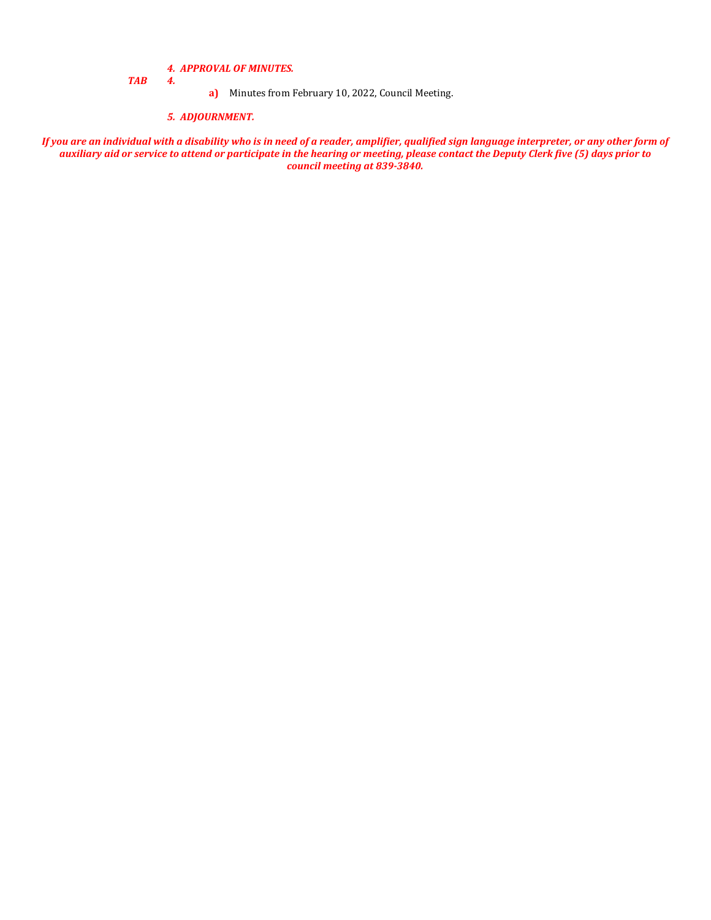***4. APPROVAL OF MINUTES.***

***TAB 4.***

**a)** Minutes from February 10, 2022, Council Meeting.

***5. ADJOURNMENT.***

***If you are an individual with a disability who is in need of a reader, amplifier, qualified sign language interpreter, or any other form of auxiliary aid or service to attend or participate in the hearing or meeting, please contact the Deputy Clerk five (5) days prior to council meeting at 839-3840.***